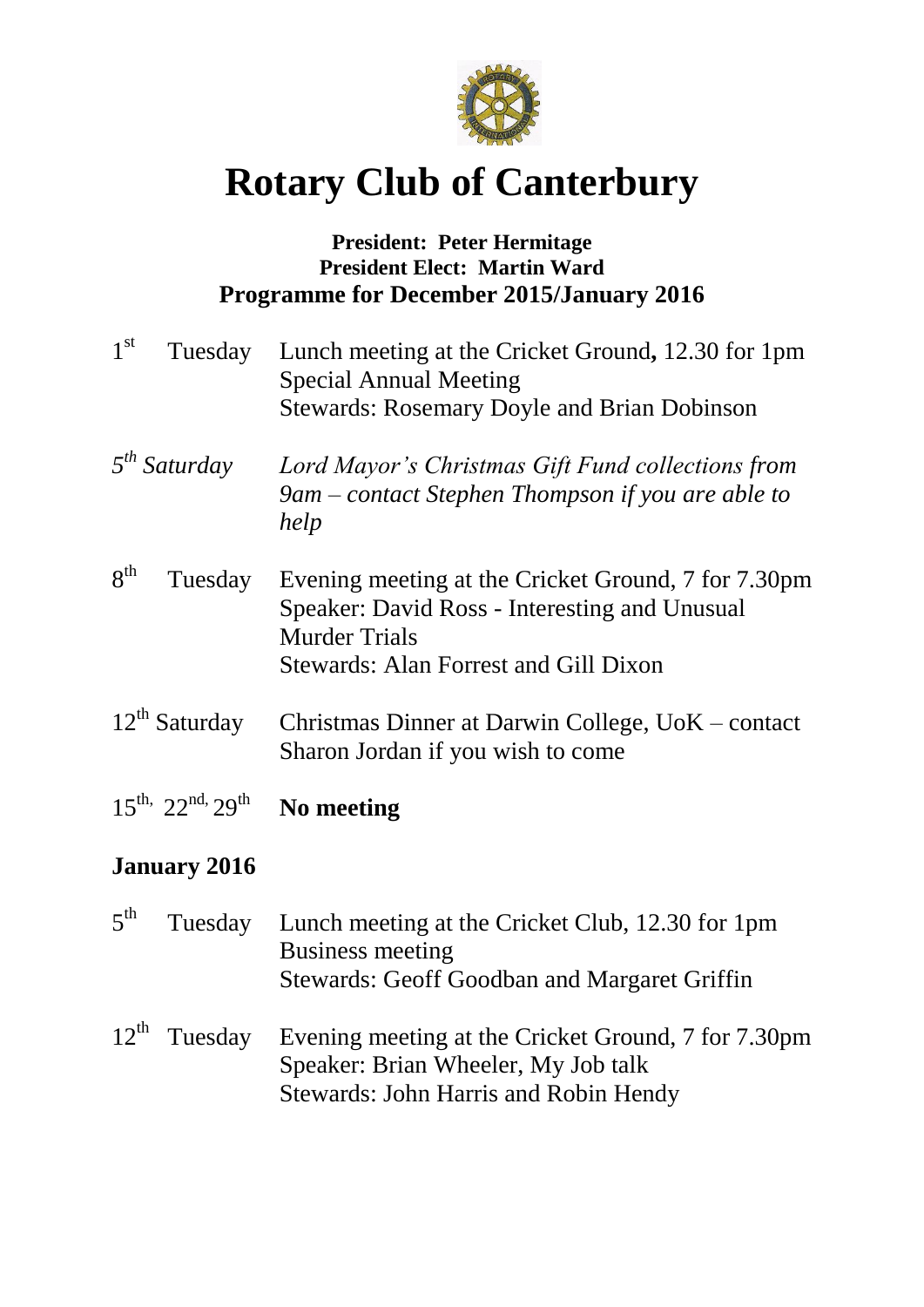# Rotary Club of Canterbury

**President: Peter Hermitage**
**President Elect: Martin Ward**
**Programme for December 2015/January 2016**

1st Tuesday — Lunch meeting at the Cricket Ground**,** 12.30 for 1pm
Special Annual Meeting
Stewards: Rosemary Doyle and Brian Dobinson

*5th Saturday* — *Lord Mayor's Christmas Gift Fund collections from 9am – contact Stephen Thompson if you are able to help*

8th Tuesday — Evening meeting at the Cricket Ground, 7 for 7.30pm
Speaker: David Ross - Interesting and Unusual Murder Trials
Stewards: Alan Forrest and Gill Dixon

12th Saturday — Christmas Dinner at Darwin College, UoK – contact Sharon Jordan if you wish to come

15th, 22nd, 29th — **No meeting**

## January 2016

5th Tuesday — Lunch meeting at the Cricket Club, 12.30 for 1pm
Business meeting
Stewards: Geoff Goodban and Margaret Griffin

12th Tuesday — Evening meeting at the Cricket Ground, 7 for 7.30pm
Speaker: Brian Wheeler, My Job talk
Stewards: John Harris and Robin Hendy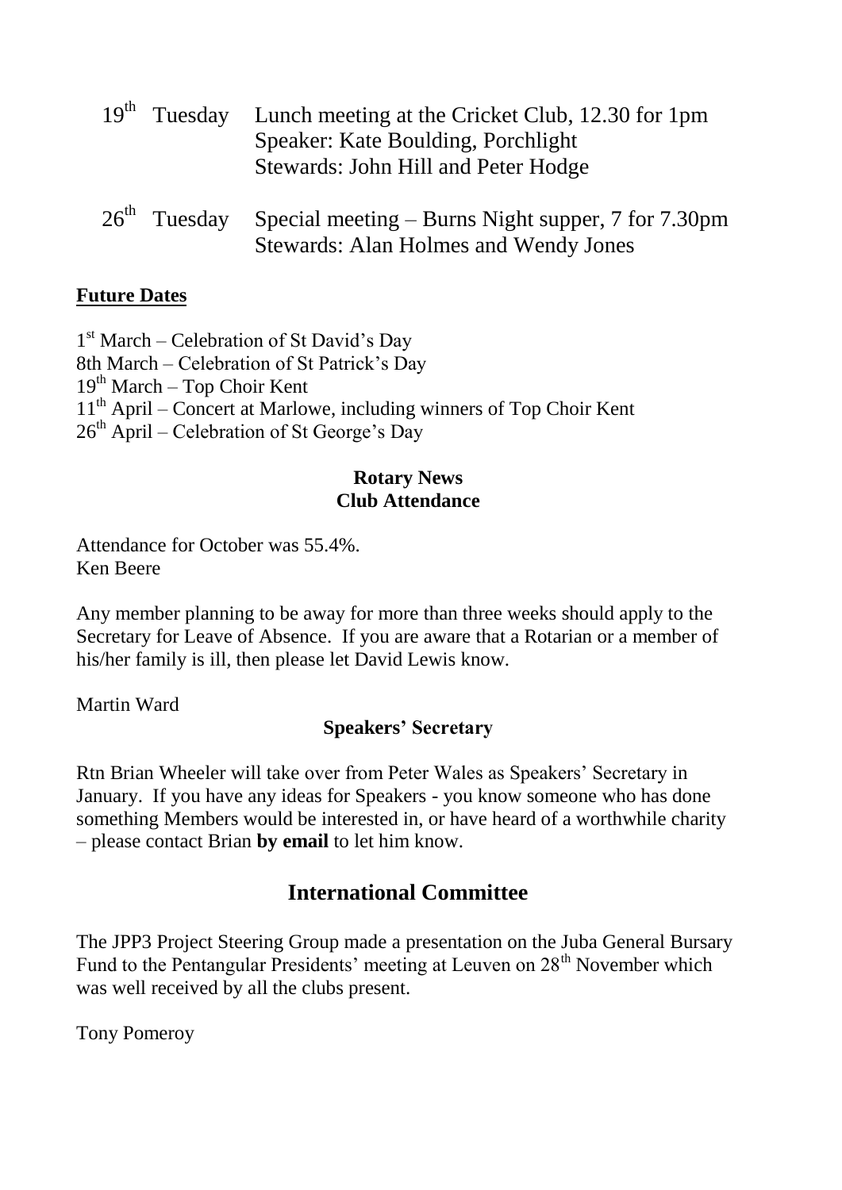| | | |
|---|---|---|
| 19th | Tuesday | Lunch meeting at the Cricket Club, 12.30 for 1pm<br>Speaker: Kate Boulding, Porchlight<br>Stewards: John Hill and Peter Hodge |
| 26th | Tuesday | Special meeting – Burns Night supper, 7 for 7.30pm<br>Stewards: Alan Holmes and Wendy Jones |

**Future Dates**

1st March – Celebration of St David's Day
8th March – Celebration of St Patrick's Day
19th March – Top Choir Kent
11th April – Concert at Marlowe, including winners of Top Choir Kent
26th April – Celebration of St George's Day

**Rotary News**
**Club Attendance**

Attendance for October was 55.4%.
Ken Beere

Any member planning to be away for more than three weeks should apply to the Secretary for Leave of Absence. If you are aware that a Rotarian or a member of his/her family is ill, then please let David Lewis know.

Martin Ward

**Speakers' Secretary**

Rtn Brian Wheeler will take over from Peter Wales as Speakers' Secretary in January. If you have any ideas for Speakers - you know someone who has done something Members would be interested in, or have heard of a worthwhile charity – please contact Brian **by email** to let him know.

## International Committee

The JPP3 Project Steering Group made a presentation on the Juba General Bursary Fund to the Pentangular Presidents' meeting at Leuven on 28th November which was well received by all the clubs present.

Tony Pomeroy